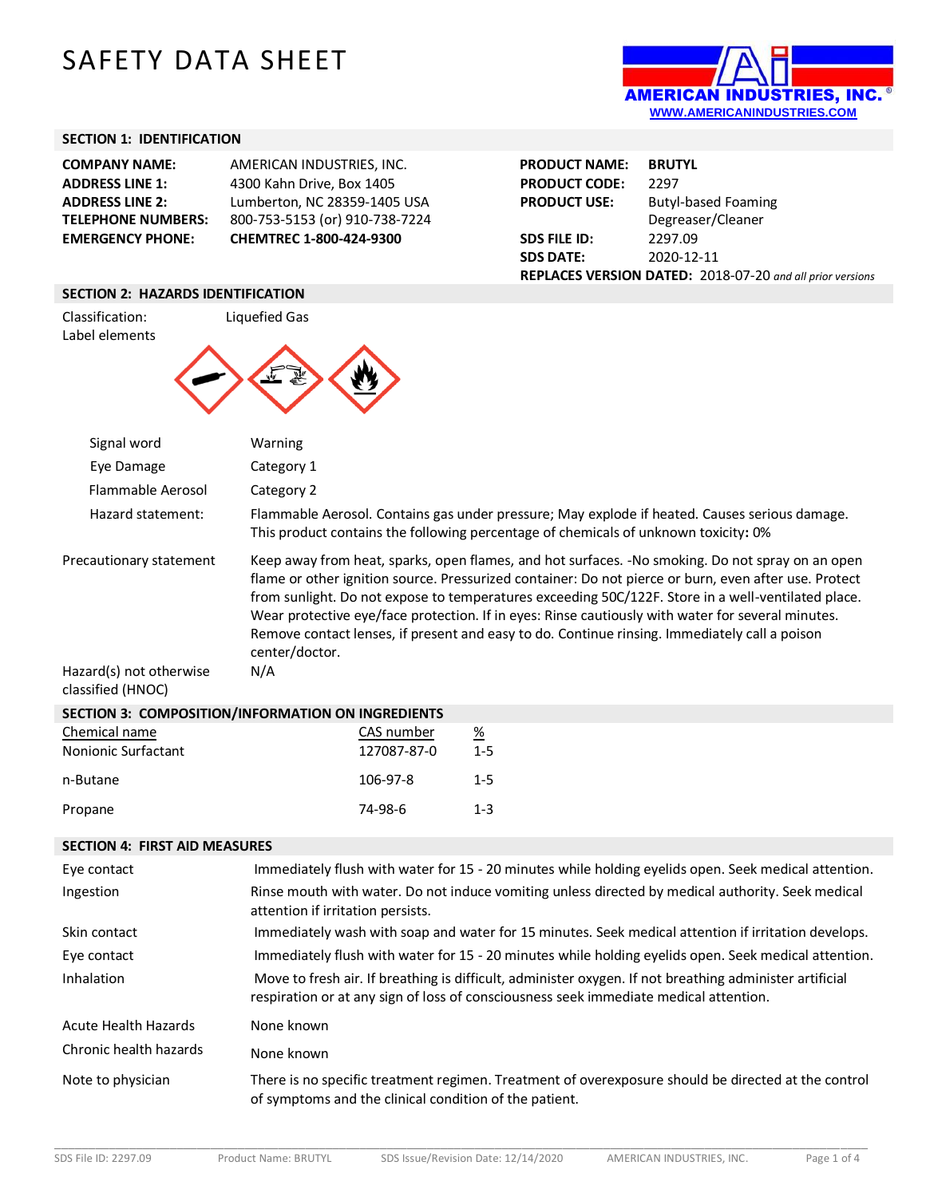# SAFETY DATA SHEET

AMERICAN INDUSTRIES, INC.®
WWW.AMERICANINDUSTRIES.COM

## SECTION 1: IDENTIFICATION

**COMPANY NAME:** AMERICAN INDUSTRIES, INC.
**ADDRESS LINE 1:** 4300 Kahn Drive, Box 1405
**ADDRESS LINE 2:** Lumberton, NC 28359-1405 USA
**TELEPHONE NUMBERS:** 800-753-5153 (or) 910-738-7224
**EMERGENCY PHONE:** **CHEMTREC 1-800-424-9300**

**PRODUCT NAME:** **BRUTYL**
**PRODUCT CODE:** 2297
**PRODUCT USE:** Butyl-based Foaming Degreaser/Cleaner
**SDS FILE ID:** 2297.09
**SDS DATE:** 2020-12-11
**REPLACES VERSION DATED:** 2018-07-20 *and all prior versions*

## SECTION 2: HAZARDS IDENTIFICATION

Classification: Liquefied Gas

Label elements

| | |
|---|---|
| Signal word | Warning |
| Eye Damage | Category 1 |
| Flammable Aerosol | Category 2 |
| Hazard statement: | Flammable Aerosol. Contains gas under pressure; May explode if heated. Causes serious damage. This product contains the following percentage of chemicals of unknown toxicity**:** 0% |

Precautionary statement: Keep away from heat, sparks, open flames, and hot surfaces. -No smoking. Do not spray on an open flame or other ignition source. Pressurized container: Do not pierce or burn, even after use. Protect from sunlight. Do not expose to temperatures exceeding 50C/122F. Store in a well-ventilated place. Wear protective eye/face protection. If in eyes: Rinse cautiously with water for several minutes. Remove contact lenses, if present and easy to do. Continue rinsing. Immediately call a poison center/doctor.

Hazard(s) not otherwise classified (HNOC): N/A

## SECTION 3: COMPOSITION/INFORMATION ON INGREDIENTS

| Chemical name | CAS number | % |
|---|---|---|
| Nonionic Surfactant | 127087-87-0 | 1-5 |
| n-Butane | 106-97-8 | 1-5 |
| Propane | 74-98-6 | 1-3 |

## SECTION 4: FIRST AID MEASURES

| | |
|---|---|
| Eye contact | Immediately flush with water for 15 - 20 minutes while holding eyelids open. Seek medical attention. |
| Ingestion | Rinse mouth with water. Do not induce vomiting unless directed by medical authority. Seek medical attention if irritation persists. |
| Skin contact | Immediately wash with soap and water for 15 minutes. Seek medical attention if irritation develops. |
| Eye contact | Immediately flush with water for 15 - 20 minutes while holding eyelids open. Seek medical attention. |
| Inhalation | Move to fresh air. If breathing is difficult, administer oxygen. If not breathing administer artificial respiration or at any sign of loss of consciousness seek immediate medical attention. |
| Acute Health Hazards | None known |
| Chronic health hazards | None known |
| Note to physician | There is no specific treatment regimen. Treatment of overexposure should be directed at the control of symptoms and the clinical condition of the patient. |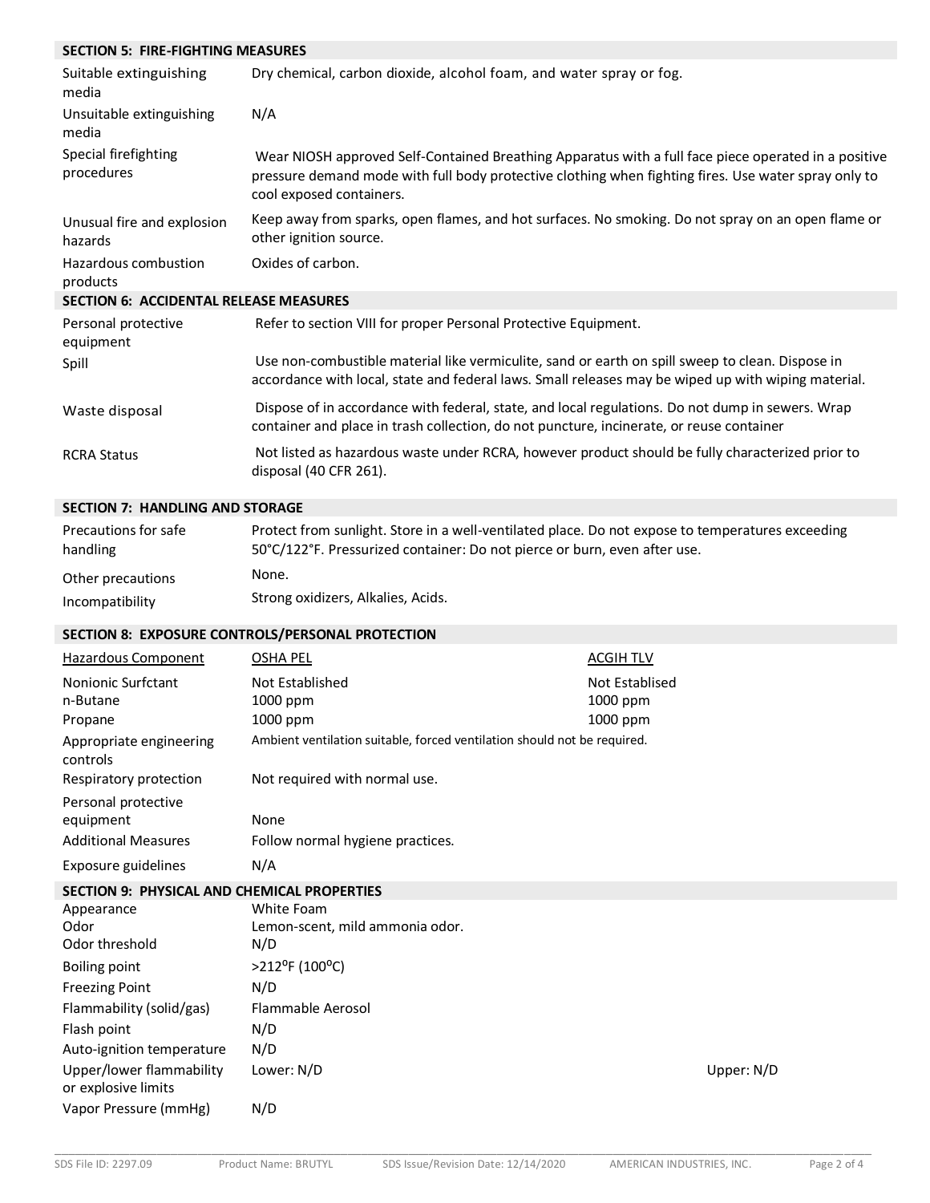## SECTION 5: FIRE-FIGHTING MEASURES

| | |
|---|---|
| Suitable extinguishing media | Dry chemical, carbon dioxide, alcohol foam, and water spray or fog. |
| Unsuitable extinguishing media | N/A |
| Special firefighting procedures | Wear NIOSH approved Self-Contained Breathing Apparatus with a full face piece operated in a positive pressure demand mode with full body protective clothing when fighting fires. Use water spray only to cool exposed containers. |
| Unusual fire and explosion hazards | Keep away from sparks, open flames, and hot surfaces. No smoking. Do not spray on an open flame or other ignition source. |
| Hazardous combustion products | Oxides of carbon. |

## SECTION 6: ACCIDENTAL RELEASE MEASURES

| | |
|---|---|
| Personal protective equipment | Refer to section VIII for proper Personal Protective Equipment. |
| Spill | Use non-combustible material like vermiculite, sand or earth on spill sweep to clean. Dispose in accordance with local, state and federal laws. Small releases may be wiped up with wiping material. |
| Waste disposal | Dispose of in accordance with federal, state, and local regulations. Do not dump in sewers. Wrap container and place in trash collection, do not puncture, incinerate, or reuse container |
| RCRA Status | Not listed as hazardous waste under RCRA, however product should be fully characterized prior to disposal (40 CFR 261). |

## SECTION 7: HANDLING AND STORAGE

| | |
|---|---|
| Precautions for safe handling | Protect from sunlight. Store in a well-ventilated place. Do not expose to temperatures exceeding 50°C/122°F. Pressurized container: Do not pierce or burn, even after use. |
| Other precautions | None. |
| Incompatibility | Strong oxidizers, Alkalies, Acids. |

## SECTION 8: EXPOSURE CONTROLS/PERSONAL PROTECTION

| Hazardous Component | OSHA PEL | ACGIH TLV |
|---|---|---|
| Nonionic Surfctant | Not Established | Not Establised |
| n-Butane | 1000 ppm | 1000 ppm |
| Propane | 1000 ppm | 1000 ppm |

| | |
|---|---|
| Appropriate engineering controls | Ambient ventilation suitable, forced ventilation should not be required. |
| Respiratory protection | Not required with normal use. |
| Personal protective equipment | None |
| Additional Measures | Follow normal hygiene practices. |
| Exposure guidelines | N/A |

## SECTION 9: PHYSICAL AND CHEMICAL PROPERTIES

| | | |
|---|---|---|
| Appearance | White Foam | |
| Odor | Lemon-scent, mild ammonia odor. | |
| Odor threshold | N/D | |
| Boiling point | >212°F (100°C) | |
| Freezing Point | N/D | |
| Flammability (solid/gas) | Flammable Aerosol | |
| Flash point | N/D | |
| Auto-ignition temperature | N/D | |
| Upper/lower flammability or explosive limits | Lower: N/D | Upper: N/D |
| Vapor Pressure (mmHg) | N/D | |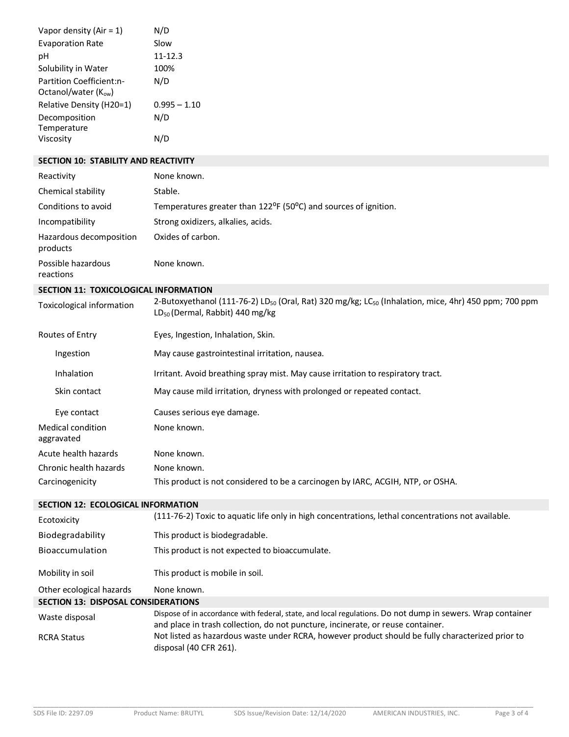| | |
|---|---|
| Vapor density (Air = 1) | N/D |
| Evaporation Rate | Slow |
| pH | 11-12.3 |
| Solubility in Water | 100% |
| Partition Coefficient:n-Octanol/water ($K_{ow}$) | N/D |
| Relative Density (H20=1) | 0.995 – 1.10 |
| Decomposition Temperature | N/D |
| Viscosity | N/D |

## SECTION 10: STABILITY AND REACTIVITY

| | |
|---|---|
| Reactivity | None known. |
| Chemical stability | Stable. |
| Conditions to avoid | Temperatures greater than 122$^{o}$F (50$^{o}$C) and sources of ignition. |
| Incompatibility | Strong oxidizers, alkalies, acids. |
| Hazardous decomposition products | Oxides of carbon. |
| Possible hazardous reactions | None known. |

## SECTION 11: TOXICOLOGICAL INFORMATION

| | |
|---|---|
| Toxicological information | 2-Butoxyethanol (111-76-2) $LD_{50}$ (Oral, Rat) 320 mg/kg; $LC_{50}$ (Inhalation, mice, 4hr) 450 ppm; 700 ppm $LD_{50}$ (Dermal, Rabbit) 440 mg/kg |
| Routes of Entry | Eyes, Ingestion, Inhalation, Skin. |
| Ingestion | May cause gastrointestinal irritation, nausea. |
| Inhalation | Irritant. Avoid breathing spray mist. May cause irritation to respiratory tract. |
| Skin contact | May cause mild irritation, dryness with prolonged or repeated contact. |
| Eye contact | Causes serious eye damage. |
| Medical condition aggravated | None known. |
| Acute health hazards | None known. |
| Chronic health hazards | None known. |
| Carcinogenicity | This product is not considered to be a carcinogen by IARC, ACGIH, NTP, or OSHA. |

## SECTION 12: ECOLOGICAL INFORMATION

| | |
|---|---|
| Ecotoxicity | (111-76-2) Toxic to aquatic life only in high concentrations, lethal concentrations not available. |
| Biodegradability | This product is biodegradable. |
| Bioaccumulation | This product is not expected to bioaccumulate. |
| Mobility in soil | This product is mobile in soil. |
| Other ecological hazards | None known. |

## SECTION 13: DISPOSAL CONSIDERATIONS

| | |
|---|---|
| Waste disposal | Dispose of in accordance with federal, state, and local regulations. Do not dump in sewers. Wrap container and place in trash collection, do not puncture, incinerate, or reuse container. |
| RCRA Status | Not listed as hazardous waste under RCRA, however product should be fully characterized prior to disposal (40 CFR 261). |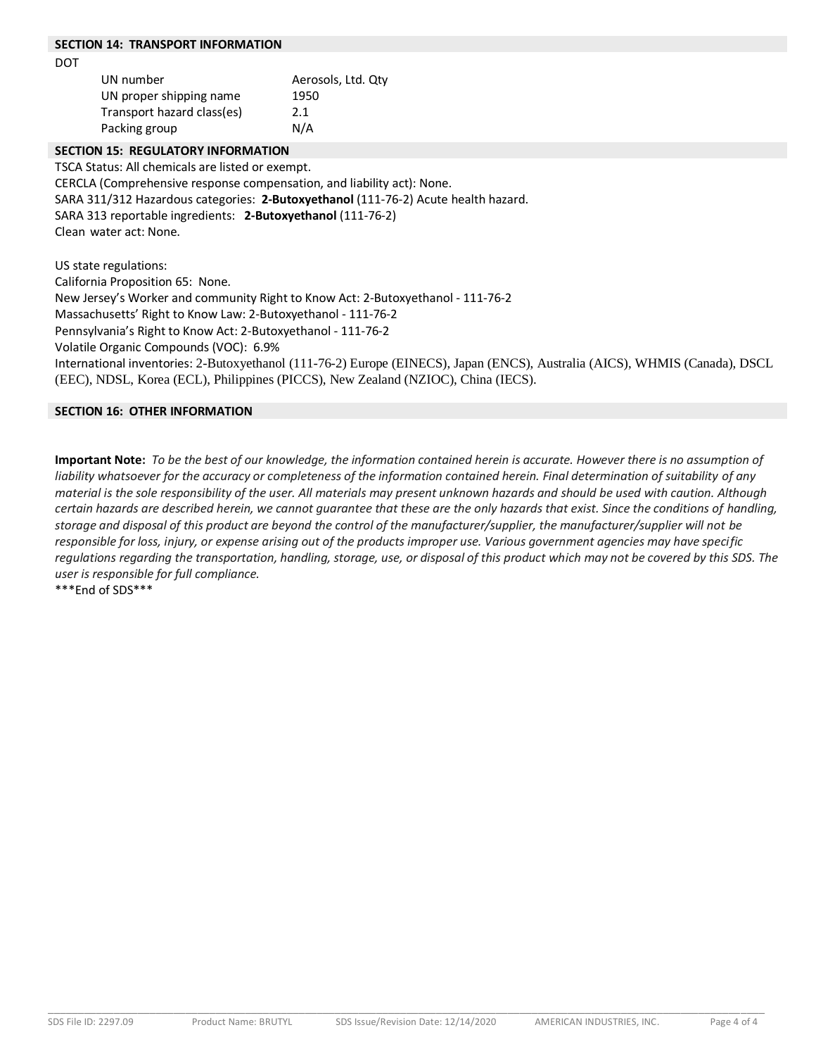## SECTION 14: TRANSPORT INFORMATION

DOT

| | |
|---|---|
| UN number | Aerosols, Ltd. Qty |
| UN proper shipping name | 1950 |
| Transport hazard class(es) | 2.1 |
| Packing group | N/A |

## SECTION 15: REGULATORY INFORMATION

TSCA Status: All chemicals are listed or exempt.
CERCLA (Comprehensive response compensation, and liability act): None.
SARA 311/312 Hazardous categories: **2-Butoxyethanol** (111-76-2) Acute health hazard.
SARA 313 reportable ingredients: **2-Butoxyethanol** (111-76-2)
Clean water act: None.

US state regulations:
California Proposition 65: None.
New Jersey's Worker and community Right to Know Act: 2-Butoxyethanol - 111-76-2
Massachusetts' Right to Know Law: 2-Butoxyethanol - 111-76-2
Pennsylvania's Right to Know Act: 2-Butoxyethanol - 111-76-2
Volatile Organic Compounds (VOC): 6.9%
International inventories: 2-Butoxyethanol (111-76-2) Europe (EINECS), Japan (ENCS), Australia (AICS), WHMIS (Canada), DSCL (EEC), NDSL, Korea (ECL), Philippines (PICCS), New Zealand (NZIOC), China (IECS).

## SECTION 16: OTHER INFORMATION

**Important Note:** *To be the best of our knowledge, the information contained herein is accurate. However there is no assumption of liability whatsoever for the accuracy or completeness of the information contained herein. Final determination of suitability of any material is the sole responsibility of the user. All materials may present unknown hazards and should be used with caution. Although certain hazards are described herein, we cannot guarantee that these are the only hazards that exist. Since the conditions of handling, storage and disposal of this product are beyond the control of the manufacturer/supplier, the manufacturer/supplier will not be responsible for loss, injury, or expense arising out of the products improper use. Various government agencies may have specific regulations regarding the transportation, handling, storage, use, or disposal of this product which may not be covered by this SDS. The user is responsible for full compliance.*

***End of SDS***